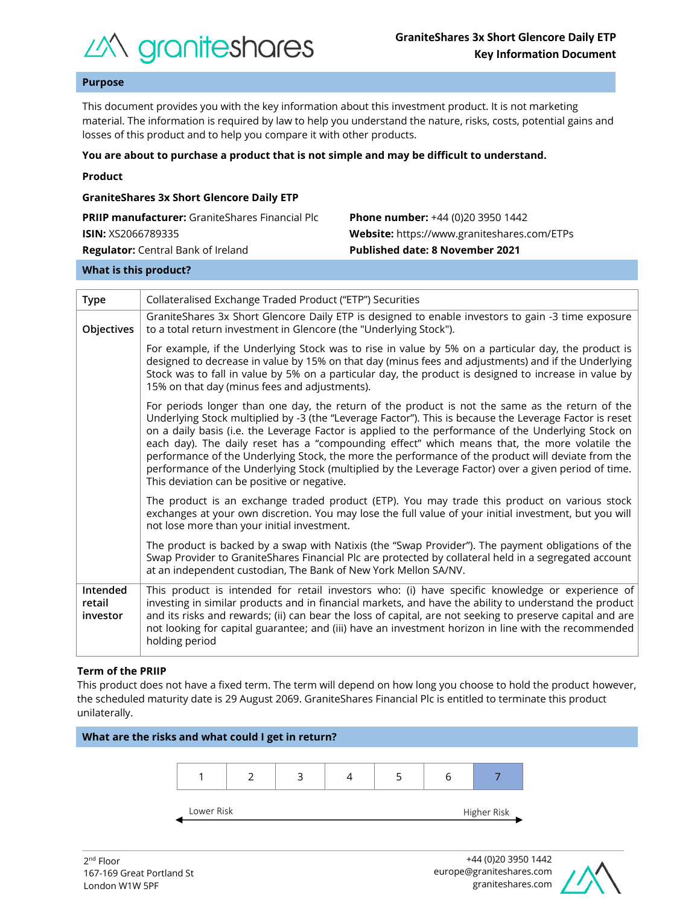# GraniteShares 3x Short Glencore Daily ETP
## Key Information Document

## Purpose

This document provides you with the key information about this investment product. It is not marketing material. The information is required by law to help you understand the nature, risks, costs, potential gains and losses of this product and to help you compare it with other products.

**You are about to purchase a product that is not simple and may be difficult to understand.**

**Product**

**GraniteShares 3x Short Glencore Daily ETP**

**PRIIP manufacturer:** GraniteShares Financial Plc
**ISIN:** XS2066789335
**Regulator:** Central Bank of Ireland

**Phone number:** +44 (0)20 3950 1442
**Website:** https://www.graniteshares.com/ETPs
**Published date: 8 November 2021**

## What is this product?

| | |
|---|---|
| **Type** | Collateralised Exchange Traded Product ("ETP") Securities |
| **Objectives** | GraniteShares 3x Short Glencore Daily ETP is designed to enable investors to gain -3 time exposure to a total return investment in Glencore (the "Underlying Stock").<br><br>For example, if the Underlying Stock was to rise in value by 5% on a particular day, the product is designed to decrease in value by 15% on that day (minus fees and adjustments) and if the Underlying Stock was to fall in value by 5% on a particular day, the product is designed to increase in value by 15% on that day (minus fees and adjustments).<br><br>For periods longer than one day, the return of the product is not the same as the return of the Underlying Stock multiplied by -3 (the "Leverage Factor"). This is because the Leverage Factor is reset on a daily basis (i.e. the Leverage Factor is applied to the performance of the Underlying Stock on each day). The daily reset has a "compounding effect" which means that, the more volatile the performance of the Underlying Stock, the more the performance of the product will deviate from the performance of the Underlying Stock (multiplied by the Leverage Factor) over a given period of time. This deviation can be positive or negative.<br><br>The product is an exchange traded product (ETP). You may trade this product on various stock exchanges at your own discretion. You may lose the full value of your initial investment, but you will not lose more than your initial investment.<br><br>The product is backed by a swap with Natixis (the "Swap Provider"). The payment obligations of the Swap Provider to GraniteShares Financial Plc are protected by collateral held in a segregated account at an independent custodian, The Bank of New York Mellon SA/NV. |
| **Intended retail investor** | This product is intended for retail investors who: (i) have specific knowledge or experience of investing in similar products and in financial markets, and have the ability to understand the product and its risks and rewards; (ii) can bear the loss of capital, are not seeking to preserve capital and are not looking for capital guarantee; and (iii) have an investment horizon in line with the recommended holding period |

**Term of the PRIIP**

This product does not have a fixed term. The term will depend on how long you choose to hold the product however, the scheduled maturity date is 29 August 2069. GraniteShares Financial Plc is entitled to terminate this product unilaterally.

## What are the risks and what could I get in return?

| 1 | 2 | 3 | 4 | 5 | 6 | **7** |
|---|---|---|---|---|---|---|

Lower Risk ← → Higher Risk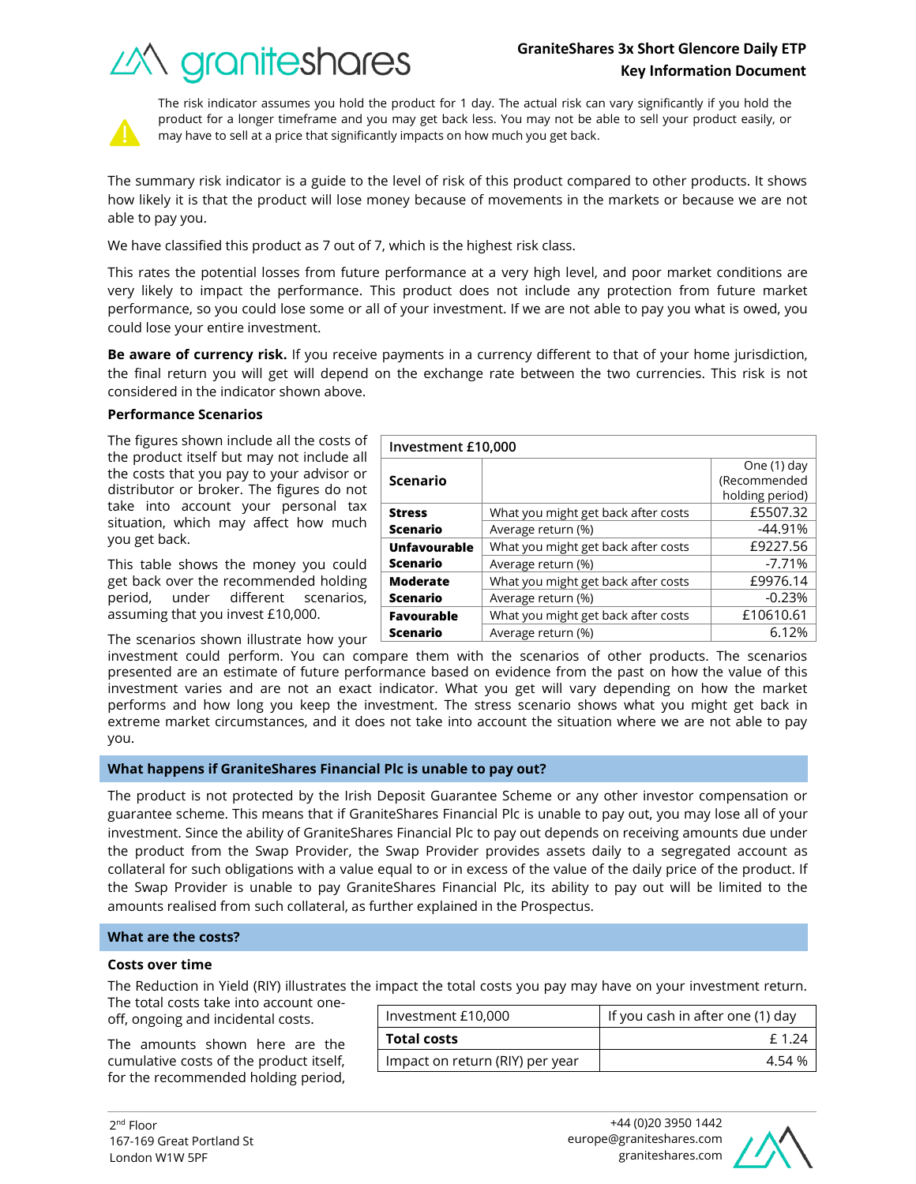The risk indicator assumes you hold the product for 1 day. The actual risk can vary significantly if you hold the product for a longer timeframe and you may get back less. You may not be able to sell your product easily, or may have to sell at a price that significantly impacts on how much you get back.

The summary risk indicator is a guide to the level of risk of this product compared to other products. It shows how likely it is that the product will lose money because of movements in the markets or because we are not able to pay you.

We have classified this product as 7 out of 7, which is the highest risk class.

This rates the potential losses from future performance at a very high level, and poor market conditions are very likely to impact the performance. This product does not include any protection from future market performance, so you could lose some or all of your investment. If we are not able to pay you what is owed, you could lose your entire investment.

**Be aware of currency risk.** If you receive payments in a currency different to that of your home jurisdiction, the final return you will get will depend on the exchange rate between the two currencies. This risk is not considered in the indicator shown above.

### Performance Scenarios

The figures shown include all the costs of the product itself but may not include all the costs that you pay to your advisor or distributor or broker. The figures do not take into account your personal tax situation, which may affect how much you get back.

This table shows the money you could get back over the recommended holding period, under different scenarios, assuming that you invest £10,000.

| Investment £10,000 | | |
|---|---|---|
| **Scenario** | | One (1) day (Recommended holding period) |
| **Stress Scenario** | What you might get back after costs | £5507.32 |
| | Average return (%) | -44.91% |
| **Unfavourable Scenario** | What you might get back after costs | £9227.56 |
| | Average return (%) | -7.71% |
| **Moderate Scenario** | What you might get back after costs | £9976.14 |
| | Average return (%) | -0.23% |
| **Favourable Scenario** | What you might get back after costs | £10610.61 |
| | Average return (%) | 6.12% |

The scenarios shown illustrate how your investment could perform. You can compare them with the scenarios of other products. The scenarios presented are an estimate of future performance based on evidence from the past on how the value of this investment varies and are not an exact indicator. What you get will vary depending on how the market performs and how long you keep the investment. The stress scenario shows what you might get back in extreme market circumstances, and it does not take into account the situation where we are not able to pay you.

## What happens if GraniteShares Financial Plc is unable to pay out?

The product is not protected by the Irish Deposit Guarantee Scheme or any other investor compensation or guarantee scheme. This means that if GraniteShares Financial Plc is unable to pay out, you may lose all of your investment. Since the ability of GraniteShares Financial Plc to pay out depends on receiving amounts due under the product from the Swap Provider, the Swap Provider provides assets daily to a segregated account as collateral for such obligations with a value equal to or in excess of the value of the daily price of the product. If the Swap Provider is unable to pay GraniteShares Financial Plc, its ability to pay out will be limited to the amounts realised from such collateral, as further explained in the Prospectus.

## What are the costs?

### Costs over time

The Reduction in Yield (RIY) illustrates the impact the total costs you pay may have on your investment return. The total costs take into account one-off, ongoing and incidental costs.

The amounts shown here are the cumulative costs of the product itself, for the recommended holding period,

| Investment £10,000 | If you cash in after one (1) day |
|---|---|
| **Total costs** | £ 1.24 |
| Impact on return (RIY) per year | 4.54 % |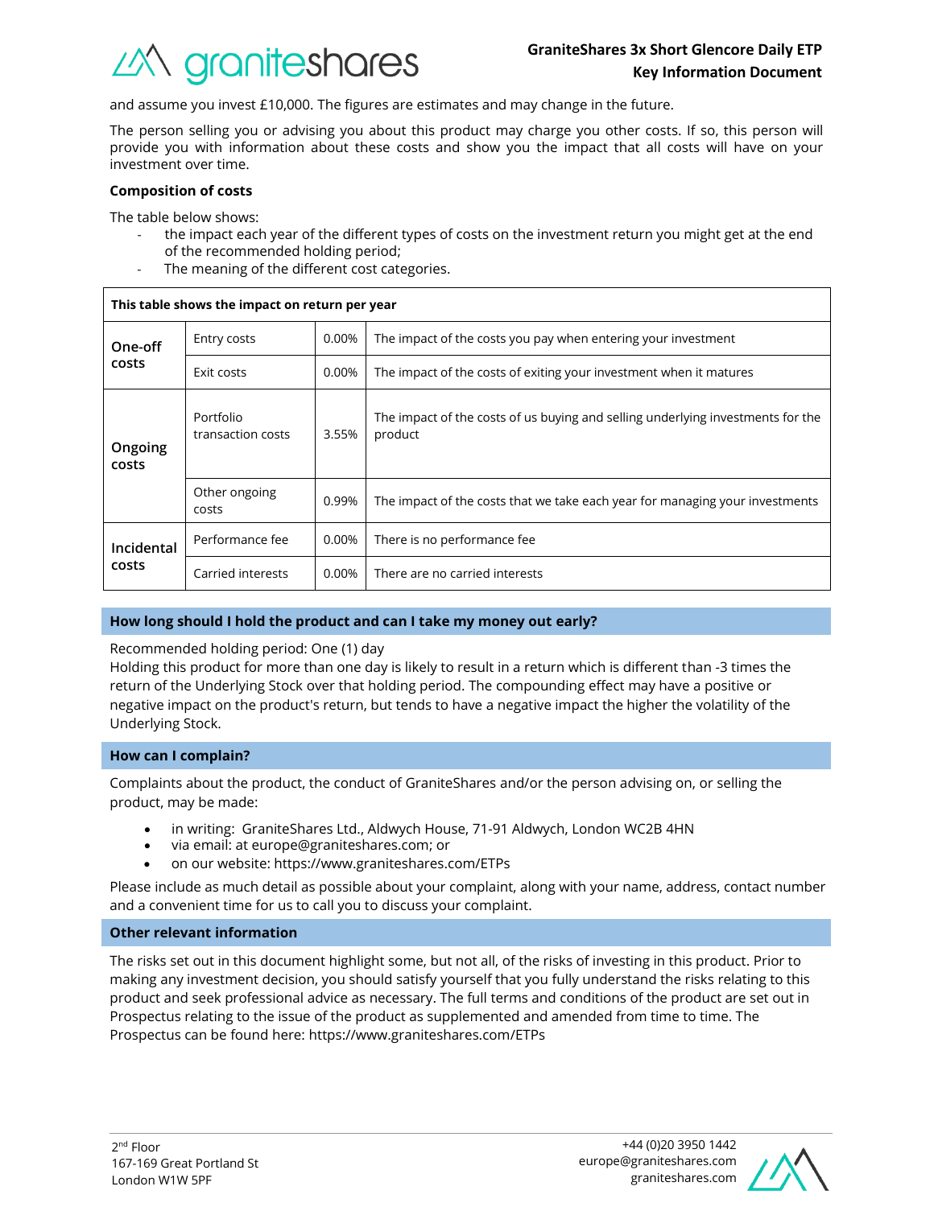and assume you invest £10,000. The figures are estimates and may change in the future.

The person selling you or advising you about this product may charge you other costs. If so, this person will provide you with information about these costs and show you the impact that all costs will have on your investment over time.

**Composition of costs**

The table below shows:

- the impact each year of the different types of costs on the investment return you might get at the end of the recommended holding period;
- The meaning of the different cost categories.

| This table shows the impact on return per year | | | |
|---|---|---|---|
| One-off costs | Entry costs | 0.00% | The impact of the costs you pay when entering your investment |
| | Exit costs | 0.00% | The impact of the costs of exiting your investment when it matures |
| Ongoing costs | Portfolio transaction costs | 3.55% | The impact of the costs of us buying and selling underlying investments for the product |
| | Other ongoing costs | 0.99% | The impact of the costs that we take each year for managing your investments |
| Incidental costs | Performance fee | 0.00% | There is no performance fee |
| | Carried interests | 0.00% | There are no carried interests |

## How long should I hold the product and can I take my money out early?

Recommended holding period: One (1) day

Holding this product for more than one day is likely to result in a return which is different than -3 times the return of the Underlying Stock over that holding period. The compounding effect may have a positive or negative impact on the product's return, but tends to have a negative impact the higher the volatility of the Underlying Stock.

## How can I complain?

Complaints about the product, the conduct of GraniteShares and/or the person advising on, or selling the product, may be made:

- in writing: GraniteShares Ltd., Aldwych House, 71-91 Aldwych, London WC2B 4HN
- via email: at europe@graniteshares.com; or
- on our website: https://www.graniteshares.com/ETPs

Please include as much detail as possible about your complaint, along with your name, address, contact number and a convenient time for us to call you to discuss your complaint.

## Other relevant information

The risks set out in this document highlight some, but not all, of the risks of investing in this product. Prior to making any investment decision, you should satisfy yourself that you fully understand the risks relating to this product and seek professional advice as necessary. The full terms and conditions of the product are set out in Prospectus relating to the issue of the product as supplemented and amended from time to time. The Prospectus can be found here: https://www.graniteshares.com/ETPs